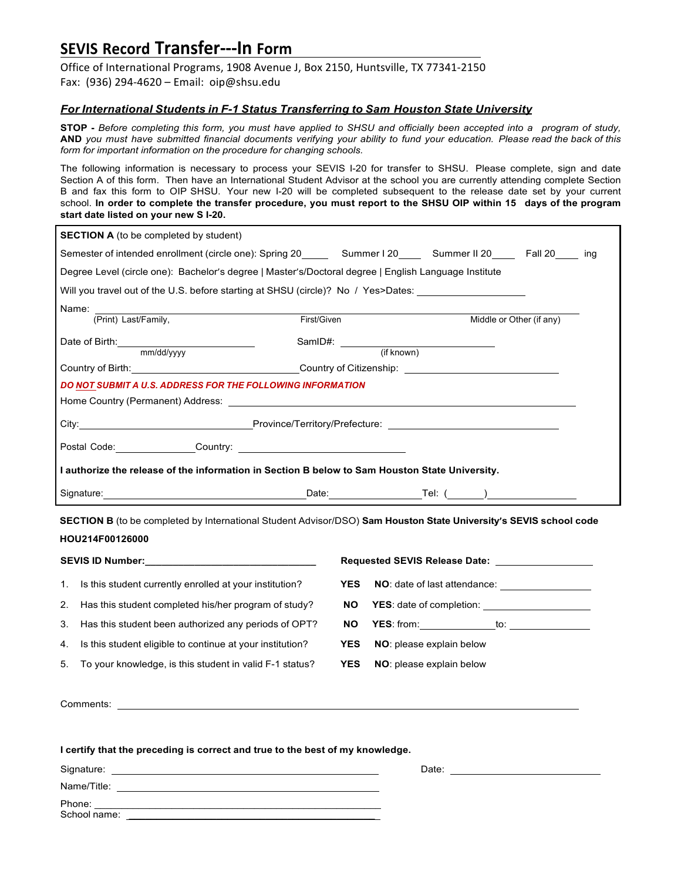# SEVIS Record Transfer---In Form

Office of International Programs, 1908 Avenue J, Box 2150, Huntsville, TX 77341-2150
Fax: (936) 294-4620 – Email: oip@shsu.edu

***For International Students in F-1 Status Transferring to Sam Houston State University***

**STOP -** *Before completing this form, you must have applied to SHSU and officially been accepted into a program of study,* **AND** *you must have submitted financial documents verifying your ability to fund your education. Please read the back of this form for important information on the procedure for changing schools.*

The following information is necessary to process your SEVIS I-20 for transfer to SHSU. Please complete, sign and date Section A of this form. Then have an International Student Advisor at the school you are currently attending complete Section B and fax this form to OIP SHSU. Your new I-20 will be completed subsequent to the release date set by your current school. **In order to complete the transfer procedure, you must report to the SHSU OIP within 15 days of the program start date listed on your new S I-20.**

**SECTION A** (to be completed by student)

Semester of intended enrollment (circle one): Spring 20\_\_\_\_ Summer I 20\_\_\_\_ Summer II 20\_\_\_\_ Fall 20\_\_\_\_ ing

Degree Level (circle one): Bachelor's degree | Master's/Doctoral degree | English Language Institute

Will you travel out of the U.S. before starting at SHSU (circle)? No / Yes>Dates: \_\_\_\_\_\_\_\_\_\_\_\_\_\_\_\_

Name: \_\_\_\_\_\_\_\_\_\_\_\_\_\_\_\_\_\_\_\_\_\_\_\_\_\_\_\_\_\_\_\_\_\_\_\_\_\_\_\_\_\_\_\_\_\_
(Print) Last/Family, First/Given Middle or Other (if any)

Date of Birth: \_\_\_\_\_\_\_\_\_\_\_\_\_\_\_\_ (mm/dd/yyyy) SamID#: \_\_\_\_\_\_\_\_\_\_\_\_\_\_\_\_ (if known)

Country of Birth: \_\_\_\_\_\_\_\_\_\_\_\_\_\_\_\_ Country of Citizenship: \_\_\_\_\_\_\_\_\_\_\_\_\_\_\_\_

***DO NOT SUBMIT A U.S. ADDRESS FOR THE FOLLOWING INFORMATION***

Home Country (Permanent) Address: \_\_\_\_\_\_\_\_\_\_\_\_\_\_\_\_\_\_\_\_\_\_\_\_\_\_\_\_\_\_\_\_

City: \_\_\_\_\_\_\_\_\_\_\_\_\_\_\_\_ Province/Territory/Prefecture: \_\_\_\_\_\_\_\_\_\_\_\_\_\_\_\_

Postal Code: \_\_\_\_\_\_\_\_ Country: \_\_\_\_\_\_\_\_\_\_\_\_\_\_\_\_

**I authorize the release of the information in Section B below to Sam Houston State University.**

Signature: \_\_\_\_\_\_\_\_\_\_\_\_\_\_\_\_\_\_\_\_\_\_\_\_ Date: \_\_\_\_\_\_\_\_\_\_ Tel: (\_\_\_\_\_) \_\_\_\_\_\_\_\_\_\_

**SECTION B** (to be completed by International Student Advisor/DSO) **Sam Houston State University's SEVIS school code HOU214F00126000**

**SEVIS ID Number:** \_\_\_\_\_\_\_\_\_\_\_\_\_\_\_\_\_\_\_\_ **Requested SEVIS Release Date:** \_\_\_\_\_\_\_\_\_\_\_\_

1. Is this student currently enrolled at your institution? **YES** **NO**: date of last attendance: \_\_\_\_\_\_\_\_\_\_\_\_
2. Has this student completed his/her program of study? **NO** **YES**: date of completion: \_\_\_\_\_\_\_\_\_\_\_\_
3. Has this student been authorized any periods of OPT? **NO** **YES**: from: \_\_\_\_\_\_\_\_\_\_ to: \_\_\_\_\_\_\_\_\_\_
4. Is this student eligible to continue at your institution? **YES** **NO**: please explain below
5. To your knowledge, is this student in valid F-1 status? **YES** **NO**: please explain below

Comments: \_\_\_\_\_\_\_\_\_\_\_\_\_\_\_\_\_\_\_\_\_\_\_\_\_\_\_\_\_\_\_\_\_\_\_\_\_\_\_\_\_\_\_\_\_\_

**I certify that the preceding is correct and true to the best of my knowledge.**

Signature: \_\_\_\_\_\_\_\_\_\_\_\_\_\_\_\_\_\_\_\_\_\_\_\_ Date: \_\_\_\_\_\_\_\_\_\_\_\_

Name/Title: \_\_\_\_\_\_\_\_\_\_\_\_\_\_\_\_\_\_\_\_\_\_\_\_

Phone: \_\_\_\_\_\_\_\_\_\_\_\_\_\_\_\_\_\_\_\_\_\_\_\_

School name: \_\_\_\_\_\_\_\_\_\_\_\_\_\_\_\_\_\_\_\_\_\_\_\_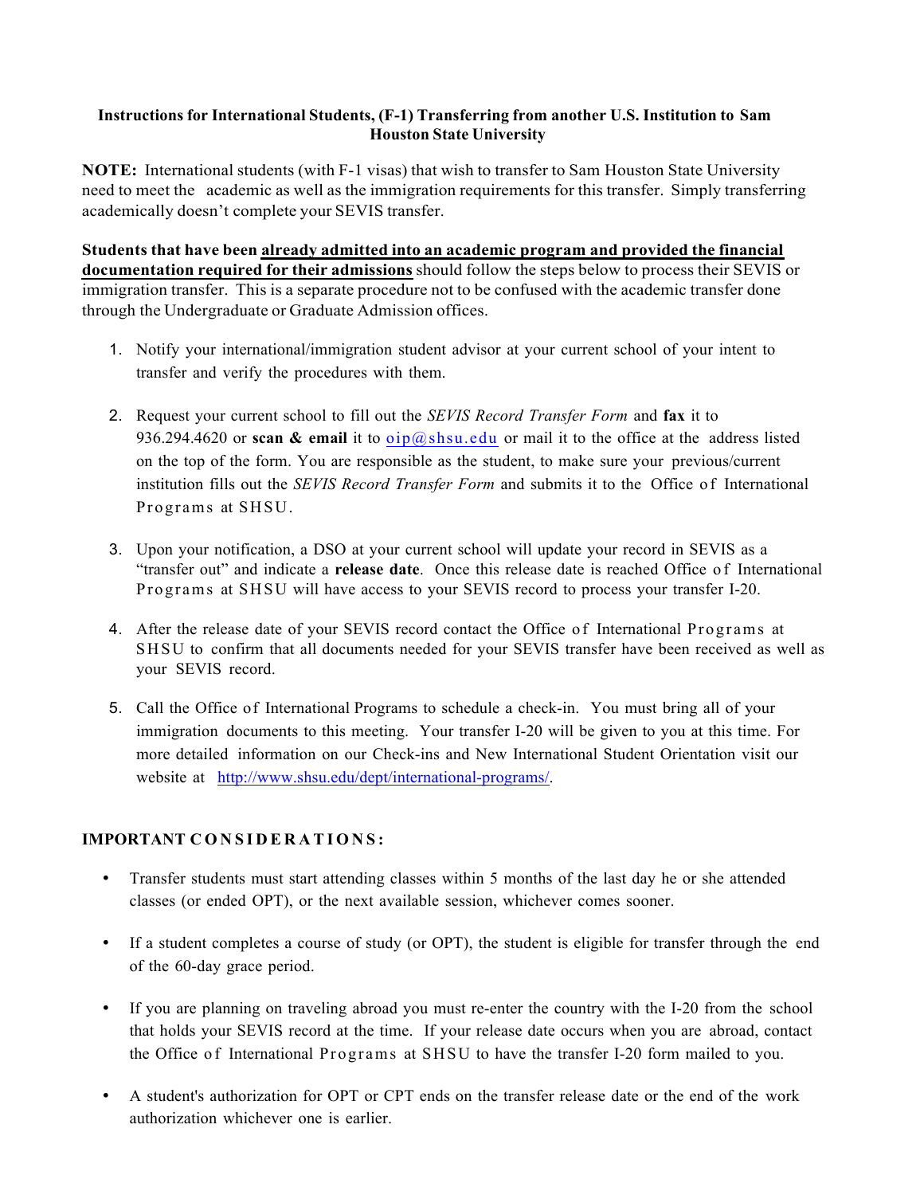**Instructions for International Students, (F-1) Transferring from another U.S. Institution to Sam Houston State University**

**NOTE:** International students (with F-1 visas) that wish to transfer to Sam Houston State University need to meet the academic as well as the immigration requirements for this transfer. Simply transferring academically doesn't complete your SEVIS transfer.

**Students that have been <u>already admitted into an academic program and provided the financial documentation required for their admissions</u>** should follow the steps below to process their SEVIS or immigration transfer. This is a separate procedure not to be confused with the academic transfer done through the Undergraduate or Graduate Admission offices.

1. Notify your international/immigration student advisor at your current school of your intent to transfer and verify the procedures with them.

2. Request your current school to fill out the *SEVIS Record Transfer Form* and **fax** it to 936.294.4620 or **scan & email** it to oip@shsu.edu or mail it to the office at the address listed on the top of the form. You are responsible as the student, to make sure your previous/current institution fills out the *SEVIS Record Transfer Form* and submits it to the Office of International Programs at SHSU.

3. Upon your notification, a DSO at your current school will update your record in SEVIS as a "transfer out" and indicate a **release date**. Once this release date is reached Office of International Programs at SHSU will have access to your SEVIS record to process your transfer I-20.

4. After the release date of your SEVIS record contact the Office of International Programs at SHSU to confirm that all documents needed for your SEVIS transfer have been received as well as your SEVIS record.

5. Call the Office of International Programs to schedule a check-in. You must bring all of your immigration documents to this meeting. Your transfer I-20 will be given to you at this time. For more detailed information on our Check-ins and New International Student Orientation visit our website at http://www.shsu.edu/dept/international-programs/.

**IMPORTANT CONSIDERATIONS:**

- Transfer students must start attending classes within 5 months of the last day he or she attended classes (or ended OPT), or the next available session, whichever comes sooner.

- If a student completes a course of study (or OPT), the student is eligible for transfer through the end of the 60-day grace period.

- If you are planning on traveling abroad you must re-enter the country with the I-20 from the school that holds your SEVIS record at the time. If your release date occurs when you are abroad, contact the Office of International Programs at SHSU to have the transfer I-20 form mailed to you.

- A student's authorization for OPT or CPT ends on the transfer release date or the end of the work authorization whichever one is earlier.